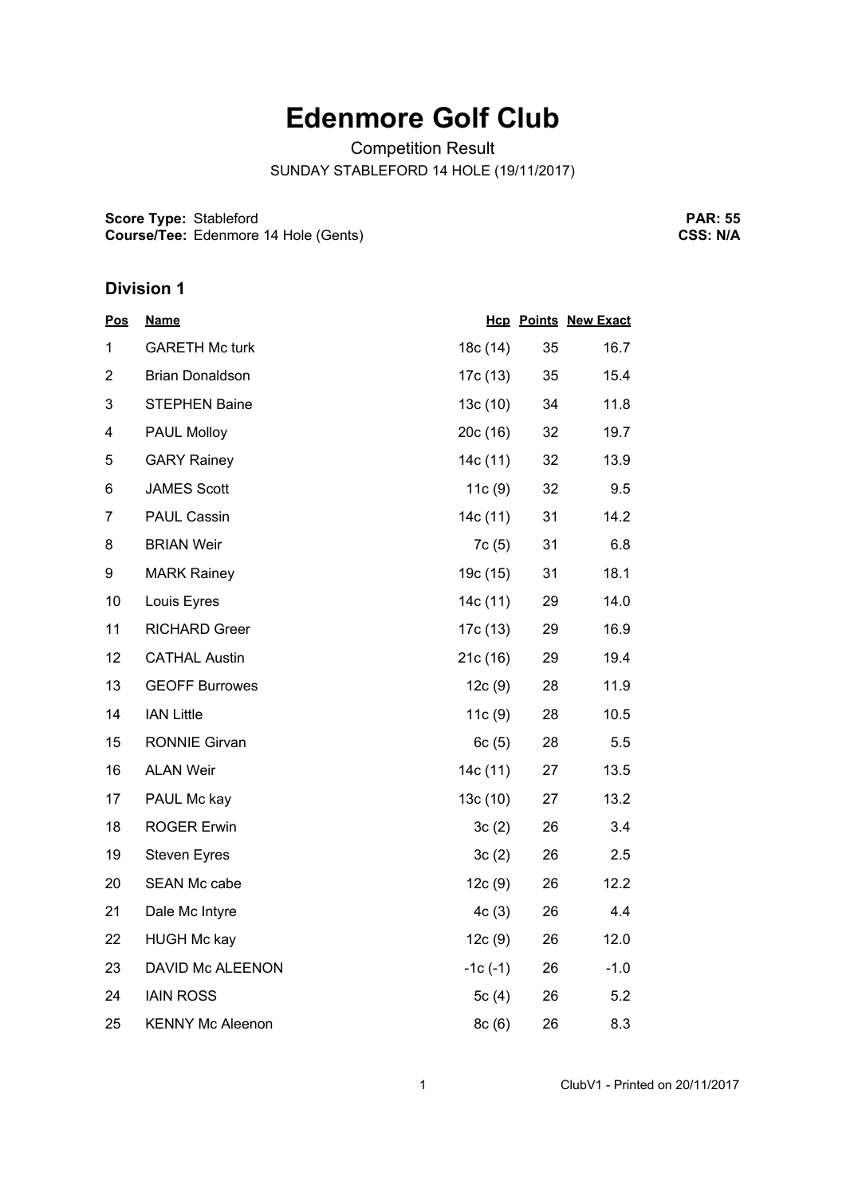# Edenmore Golf Club

Competition Result

SUNDAY STABLEFORD 14 HOLE (19/11/2017)

**Score Type:** Stableford
**Course/Tee:** Edenmore 14 Hole (Gents)

**PAR: 55**
**CSS: N/A**

## Division 1

| Pos | Name | Hcp | Points | New Exact |
|---|---|---|---|---|
| 1 | GARETH Mc turk | 18c (14) | 35 | 16.7 |
| 2 | Brian Donaldson | 17c (13) | 35 | 15.4 |
| 3 | STEPHEN Baine | 13c (10) | 34 | 11.8 |
| 4 | PAUL Molloy | 20c (16) | 32 | 19.7 |
| 5 | GARY Rainey | 14c (11) | 32 | 13.9 |
| 6 | JAMES Scott | 11c (9) | 32 | 9.5 |
| 7 | PAUL Cassin | 14c (11) | 31 | 14.2 |
| 8 | BRIAN Weir | 7c (5) | 31 | 6.8 |
| 9 | MARK Rainey | 19c (15) | 31 | 18.1 |
| 10 | Louis Eyres | 14c (11) | 29 | 14.0 |
| 11 | RICHARD Greer | 17c (13) | 29 | 16.9 |
| 12 | CATHAL Austin | 21c (16) | 29 | 19.4 |
| 13 | GEOFF Burrowes | 12c (9) | 28 | 11.9 |
| 14 | IAN Little | 11c (9) | 28 | 10.5 |
| 15 | RONNIE Girvan | 6c (5) | 28 | 5.5 |
| 16 | ALAN Weir | 14c (11) | 27 | 13.5 |
| 17 | PAUL Mc kay | 13c (10) | 27 | 13.2 |
| 18 | ROGER Erwin | 3c (2) | 26 | 3.4 |
| 19 | Steven Eyres | 3c (2) | 26 | 2.5 |
| 20 | SEAN Mc cabe | 12c (9) | 26 | 12.2 |
| 21 | Dale Mc Intyre | 4c (3) | 26 | 4.4 |
| 22 | HUGH Mc kay | 12c (9) | 26 | 12.0 |
| 23 | DAVID Mc ALEENON | -1c (-1) | 26 | -1.0 |
| 24 | IAIN ROSS | 5c (4) | 26 | 5.2 |
| 25 | KENNY Mc Aleenon | 8c (6) | 26 | 8.3 |

ClubV1 - Printed on 20/11/2017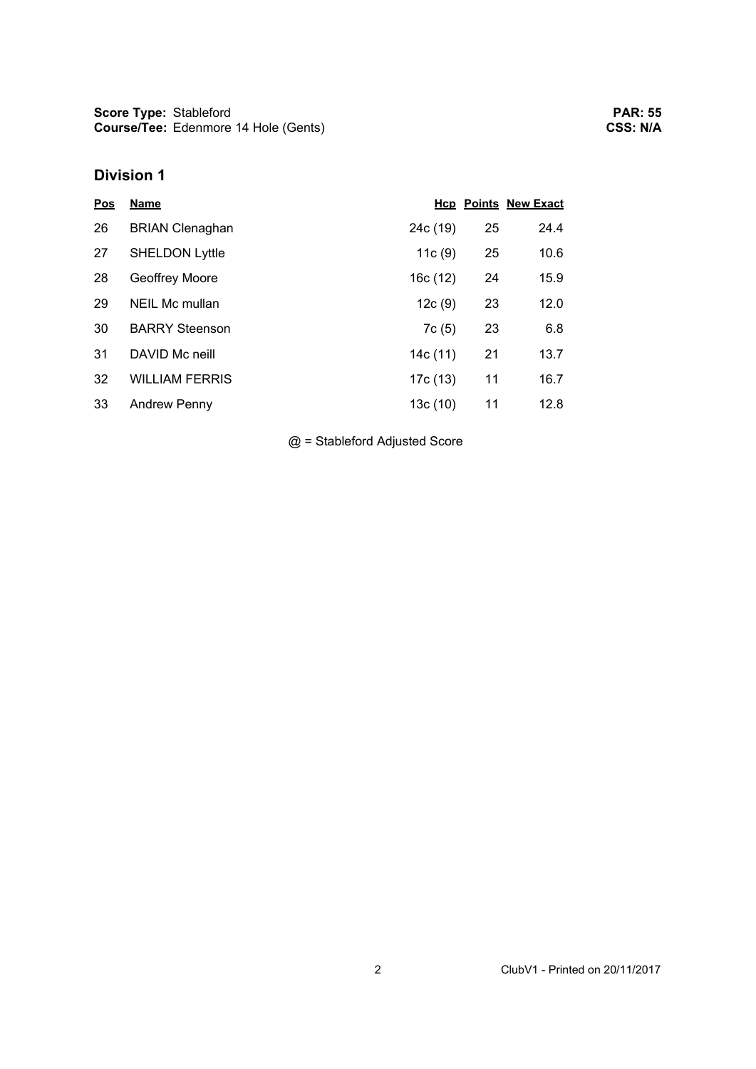**Score Type:** Stableford
**Course/Tee:** Edenmore 14 Hole (Gents)

**PAR: 55**
**CSS: N/A**

## Division 1

| Pos | Name | Hcp | Points | New Exact |
|---|---|---|---|---|
| 26 | BRIAN Clenaghan | 24c (19) | 25 | 24.4 |
| 27 | SHELDON Lyttle | 11c (9) | 25 | 10.6 |
| 28 | Geoffrey Moore | 16c (12) | 24 | 15.9 |
| 29 | NEIL Mc mullan | 12c (9) | 23 | 12.0 |
| 30 | BARRY Steenson | 7c (5) | 23 | 6.8 |
| 31 | DAVID Mc neill | 14c (11) | 21 | 13.7 |
| 32 | WILLIAM FERRIS | 17c (13) | 11 | 16.7 |
| 33 | Andrew Penny | 13c (10) | 11 | 12.8 |

@ = Stableford Adjusted Score

ClubV1 - Printed on 20/11/2017